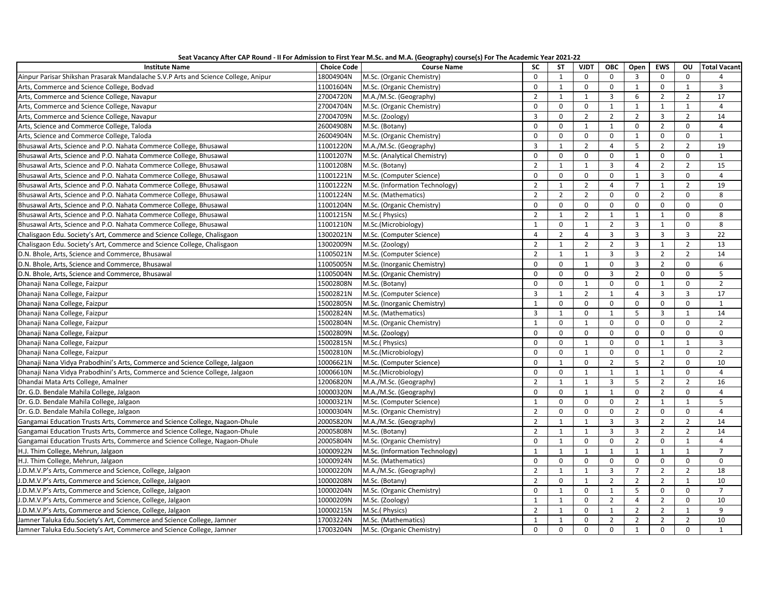**Seat Vacancy After CAP Round - II For Admission to First Year M.Sc. and M.A. (Geography) course(s) For The Academic Year 2021-22**

| Institute Name | Choice Code | Course Name | SC | ST | VJDT | OBC | Open | EWS | OU | Total Vacant |
|---|---|---|---|---|---|---|---|---|---|---|
| Ainpur Parisar Shikshan Prasarak Mandalache S.V.P Arts and Science College, Anipur | 18004904N | M.Sc. (Organic Chemistry) | 0 | 1 | 0 | 0 | 3 | 0 | 0 | 4 |
| Arts, Commerce and Science College, Bodvad | 11001604N | M.Sc. (Organic Chemistry) | 0 | 1 | 0 | 0 | 1 | 0 | 1 | 3 |
| Arts, Commerce and Science College, Navapur | 27004720N | M.A./M.Sc. (Geography) | 2 | 1 | 1 | 3 | 6 | 2 | 2 | 17 |
| Arts, Commerce and Science College, Navapur | 27004704N | M.Sc. (Organic Chemistry) | 0 | 0 | 0 | 1 | 1 | 1 | 1 | 4 |
| Arts, Commerce and Science College, Navapur | 27004709N | M.Sc. (Zoology) | 3 | 0 | 2 | 2 | 2 | 3 | 2 | 14 |
| Arts, Science and Commerce College, Taloda | 26004908N | M.Sc. (Botany) | 0 | 0 | 1 | 1 | 0 | 2 | 0 | 4 |
| Arts, Science and Commerce College, Taloda | 26004904N | M.Sc. (Organic Chemistry) | 0 | 0 | 0 | 0 | 1 | 0 | 0 | 1 |
| Bhusawal Arts, Science and P.O. Nahata Commerce College, Bhusawal | 11001220N | M.A./M.Sc. (Geography) | 3 | 1 | 2 | 4 | 5 | 2 | 2 | 19 |
| Bhusawal Arts, Science and P.O. Nahata Commerce College, Bhusawal | 11001207N | M.Sc. (Analytical Chemistry) | 0 | 0 | 0 | 0 | 1 | 0 | 0 | 1 |
| Bhusawal Arts, Science and P.O. Nahata Commerce College, Bhusawal | 11001208N | M.Sc. (Botany) | 2 | 1 | 1 | 3 | 4 | 2 | 2 | 15 |
| Bhusawal Arts, Science and P.O. Nahata Commerce College, Bhusawal | 11001221N | M.Sc. (Computer Science) | 0 | 0 | 0 | 0 | 1 | 3 | 0 | 4 |
| Bhusawal Arts, Science and P.O. Nahata Commerce College, Bhusawal | 11001222N | M.Sc. (Information Technology) | 2 | 1 | 2 | 4 | 7 | 1 | 2 | 19 |
| Bhusawal Arts, Science and P.O. Nahata Commerce College, Bhusawal | 11001224N | M.Sc. (Mathematics) | 2 | 2 | 2 | 0 | 0 | 2 | 0 | 8 |
| Bhusawal Arts, Science and P.O. Nahata Commerce College, Bhusawal | 11001204N | M.Sc. (Organic Chemistry) | 0 | 0 | 0 | 0 | 0 | 0 | 0 | 0 |
| Bhusawal Arts, Science and P.O. Nahata Commerce College, Bhusawal | 11001215N | M.Sc.( Physics) | 2 | 1 | 2 | 1 | 1 | 1 | 0 | 8 |
| Bhusawal Arts, Science and P.O. Nahata Commerce College, Bhusawal | 11001210N | M.Sc.(Microbiology) | 1 | 0 | 1 | 2 | 3 | 1 | 0 | 8 |
| Chalisgaon Edu. Society's Art, Commerce and Science College, Chalisgaon | 13002021N | M.Sc. (Computer Science) | 4 | 2 | 4 | 3 | 3 | 3 | 3 | 22 |
| Chalisgaon Edu. Society's Art, Commerce and Science College, Chalisgaon | 13002009N | M.Sc. (Zoology) | 2 | 1 | 2 | 2 | 3 | 1 | 2 | 13 |
| D.N. Bhole, Arts, Science and Commerce, Bhusawal | 11005021N | M.Sc. (Computer Science) | 2 | 1 | 1 | 3 | 3 | 2 | 2 | 14 |
| D.N. Bhole, Arts, Science and Commerce, Bhusawal | 11005005N | M.Sc. (Inorganic Chemistry) | 0 | 0 | 1 | 0 | 3 | 2 | 0 | 6 |
| D.N. Bhole, Arts, Science and Commerce, Bhusawal | 11005004N | M.Sc. (Organic Chemistry) | 0 | 0 | 0 | 3 | 2 | 0 | 0 | 5 |
| Dhanaji Nana College, Faizpur | 15002808N | M.Sc. (Botany) | 0 | 0 | 1 | 0 | 0 | 1 | 0 | 2 |
| Dhanaji Nana College, Faizpur | 15002821N | M.Sc. (Computer Science) | 3 | 1 | 2 | 1 | 4 | 3 | 3 | 17 |
| Dhanaji Nana College, Faizpur | 15002805N | M.Sc. (Inorganic Chemistry) | 1 | 0 | 0 | 0 | 0 | 0 | 0 | 1 |
| Dhanaji Nana College, Faizpur | 15002824N | M.Sc. (Mathematics) | 3 | 1 | 0 | 1 | 5 | 3 | 1 | 14 |
| Dhanaji Nana College, Faizpur | 15002804N | M.Sc. (Organic Chemistry) | 1 | 0 | 1 | 0 | 0 | 0 | 0 | 2 |
| Dhanaji Nana College, Faizpur | 15002809N | M.Sc. (Zoology) | 0 | 0 | 0 | 0 | 0 | 0 | 0 | 0 |
| Dhanaji Nana College, Faizpur | 15002815N | M.Sc.( Physics) | 0 | 0 | 1 | 0 | 0 | 1 | 1 | 3 |
| Dhanaji Nana College, Faizpur | 15002810N | M.Sc.(Microbiology) | 0 | 0 | 1 | 0 | 0 | 1 | 0 | 2 |
| Dhanaji Nana Vidya Prabodhini's Arts, Commerce and Science College, Jalgaon | 10006621N | M.Sc. (Computer Science) | 0 | 1 | 0 | 2 | 5 | 2 | 0 | 10 |
| Dhanaji Nana Vidya Prabodhini's Arts, Commerce and Science College, Jalgaon | 10006610N | M.Sc.(Microbiology) | 0 | 0 | 1 | 1 | 1 | 1 | 0 | 4 |
| Dhandai Mata Arts College, Amalner | 12006820N | M.A./M.Sc. (Geography) | 2 | 1 | 1 | 3 | 5 | 2 | 2 | 16 |
| Dr. G.D. Bendale Mahila College, Jalgaon | 10000320N | M.A./M.Sc. (Geography) | 0 | 0 | 1 | 1 | 0 | 2 | 0 | 4 |
| Dr. G.D. Bendale Mahila College, Jalgaon | 10000321N | M.Sc. (Computer Science) | 1 | 0 | 0 | 0 | 2 | 1 | 1 | 5 |
| Dr. G.D. Bendale Mahila College, Jalgaon | 10000304N | M.Sc. (Organic Chemistry) | 2 | 0 | 0 | 0 | 2 | 0 | 0 | 4 |
| Gangamai Education Trusts Arts, Commerce and Science College, Nagaon-Dhule | 20005820N | M.A./M.Sc. (Geography) | 2 | 1 | 1 | 3 | 3 | 2 | 2 | 14 |
| Gangamai Education Trusts Arts, Commerce and Science College, Nagaon-Dhule | 20005808N | M.Sc. (Botany) | 2 | 1 | 1 | 3 | 3 | 2 | 2 | 14 |
| Gangamai Education Trusts Arts, Commerce and Science College, Nagaon-Dhule | 20005804N | M.Sc. (Organic Chemistry) | 0 | 1 | 0 | 0 | 2 | 0 | 1 | 4 |
| H.J. Thim College, Mehrun, Jalgaon | 10000922N | M.Sc. (Information Technology) | 1 | 1 | 1 | 1 | 1 | 1 | 1 | 7 |
| H.J. Thim College, Mehrun, Jalgaon | 10000924N | M.Sc. (Mathematics) | 0 | 0 | 0 | 0 | 0 | 0 | 0 | 0 |
| J.D.M.V.P's Arts, Commerce and Science, College, Jalgaon | 10000220N | M.A./M.Sc. (Geography) | 2 | 1 | 1 | 3 | 7 | 2 | 2 | 18 |
| J.D.M.V.P's Arts, Commerce and Science, College, Jalgaon | 10000208N | M.Sc. (Botany) | 2 | 0 | 1 | 2 | 2 | 2 | 1 | 10 |
| J.D.M.V.P's Arts, Commerce and Science, College, Jalgaon | 10000204N | M.Sc. (Organic Chemistry) | 0 | 1 | 0 | 1 | 5 | 0 | 0 | 7 |
| J.D.M.V.P's Arts, Commerce and Science, College, Jalgaon | 10000209N | M.Sc. (Zoology) | 1 | 1 | 0 | 2 | 4 | 2 | 0 | 10 |
| J.D.M.V.P's Arts, Commerce and Science, College, Jalgaon | 10000215N | M.Sc.( Physics) | 2 | 1 | 0 | 1 | 2 | 2 | 1 | 9 |
| Jamner Taluka Edu.Society's Art, Commerce and Science College, Jamner | 17003224N | M.Sc. (Mathematics) | 1 | 1 | 0 | 2 | 2 | 2 | 2 | 10 |
| Jamner Taluka Edu.Society's Art, Commerce and Science College, Jamner | 17003204N | M.Sc. (Organic Chemistry) | 0 | 0 | 0 | 0 | 1 | 0 | 0 | 1 |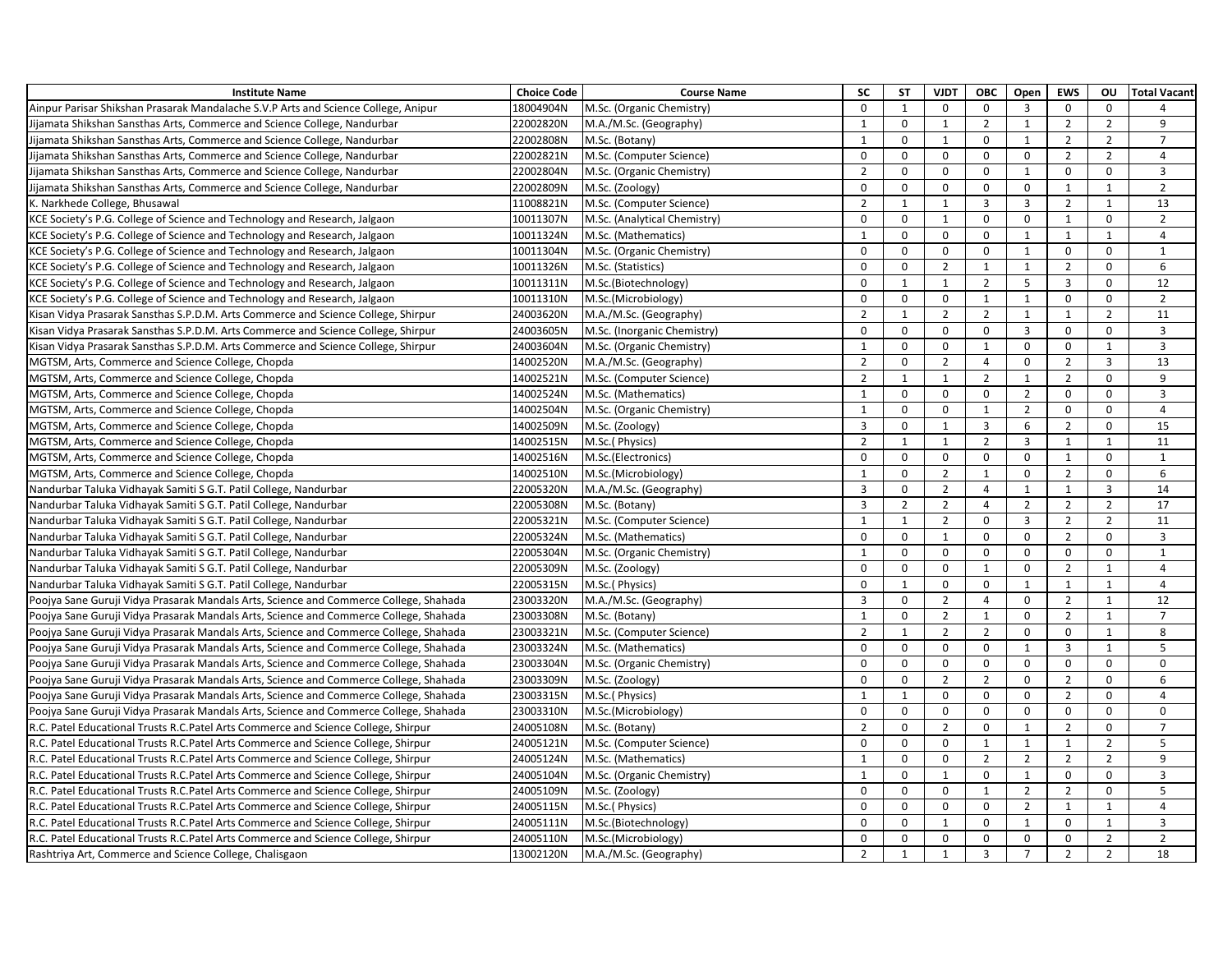| Institute Name | Choice Code | Course Name | SC | ST | VJDT | OBC | Open | EWS | OU | Total Vacant |
|---|---|---|---|---|---|---|---|---|---|---|
| Ainpur Parisar Shikshan Prasarak Mandalache S.V.P Arts and Science College, Anipur | 18004904N | M.Sc. (Organic Chemistry) | 0 | 1 | 0 | 0 | 3 | 0 | 0 | 4 |
| Jijamata Shikshan Sansthas Arts, Commerce and Science College, Nandurbar | 22002820N | M.A./M.Sc. (Geography) | 1 | 0 | 1 | 2 | 1 | 2 | 2 | 9 |
| Jijamata Shikshan Sansthas Arts, Commerce and Science College, Nandurbar | 22002808N | M.Sc. (Botany) | 1 | 0 | 1 | 0 | 1 | 2 | 2 | 7 |
| Jijamata Shikshan Sansthas Arts, Commerce and Science College, Nandurbar | 22002821N | M.Sc. (Computer Science) | 0 | 0 | 0 | 0 | 0 | 2 | 2 | 4 |
| Jijamata Shikshan Sansthas Arts, Commerce and Science College, Nandurbar | 22002804N | M.Sc. (Organic Chemistry) | 2 | 0 | 0 | 0 | 1 | 0 | 0 | 3 |
| Jijamata Shikshan Sansthas Arts, Commerce and Science College, Nandurbar | 22002809N | M.Sc. (Zoology) | 0 | 0 | 0 | 0 | 0 | 1 | 1 | 2 |
| K. Narkhede College, Bhusawal | 11008821N | M.Sc. (Computer Science) | 2 | 1 | 1 | 3 | 3 | 2 | 1 | 13 |
| KCE Society's P.G. College of Science and Technology and Research, Jalgaon | 10011307N | M.Sc. (Analytical Chemistry) | 0 | 0 | 1 | 0 | 0 | 1 | 0 | 2 |
| KCE Society's P.G. College of Science and Technology and Research, Jalgaon | 10011324N | M.Sc. (Mathematics) | 1 | 0 | 0 | 0 | 1 | 1 | 1 | 4 |
| KCE Society's P.G. College of Science and Technology and Research, Jalgaon | 10011304N | M.Sc. (Organic Chemistry) | 0 | 0 | 0 | 0 | 1 | 0 | 0 | 1 |
| KCE Society's P.G. College of Science and Technology and Research, Jalgaon | 10011326N | M.Sc. (Statistics) | 0 | 0 | 2 | 1 | 1 | 2 | 0 | 6 |
| KCE Society's P.G. College of Science and Technology and Research, Jalgaon | 10011311N | M.Sc.(Biotechnology) | 0 | 1 | 1 | 2 | 5 | 3 | 0 | 12 |
| KCE Society's P.G. College of Science and Technology and Research, Jalgaon | 10011310N | M.Sc.(Microbiology) | 0 | 0 | 0 | 1 | 1 | 0 | 0 | 2 |
| Kisan Vidya Prasarak Sansthas S.P.D.M. Arts Commerce and Science College, Shirpur | 24003620N | M.A./M.Sc. (Geography) | 2 | 1 | 2 | 2 | 1 | 1 | 2 | 11 |
| Kisan Vidya Prasarak Sansthas S.P.D.M. Arts Commerce and Science College, Shirpur | 24003605N | M.Sc. (Inorganic Chemistry) | 0 | 0 | 0 | 0 | 3 | 0 | 0 | 3 |
| Kisan Vidya Prasarak Sansthas S.P.D.M. Arts Commerce and Science College, Shirpur | 24003604N | M.Sc. (Organic Chemistry) | 1 | 0 | 0 | 1 | 0 | 0 | 1 | 3 |
| MGTSM, Arts, Commerce and Science College, Chopda | 14002520N | M.A./M.Sc. (Geography) | 2 | 0 | 2 | 4 | 0 | 2 | 3 | 13 |
| MGTSM, Arts, Commerce and Science College, Chopda | 14002521N | M.Sc. (Computer Science) | 2 | 1 | 1 | 2 | 1 | 2 | 0 | 9 |
| MGTSM, Arts, Commerce and Science College, Chopda | 14002524N | M.Sc. (Mathematics) | 1 | 0 | 0 | 0 | 2 | 0 | 0 | 3 |
| MGTSM, Arts, Commerce and Science College, Chopda | 14002504N | M.Sc. (Organic Chemistry) | 1 | 0 | 0 | 1 | 2 | 0 | 0 | 4 |
| MGTSM, Arts, Commerce and Science College, Chopda | 14002509N | M.Sc. (Zoology) | 3 | 0 | 1 | 3 | 6 | 2 | 0 | 15 |
| MGTSM, Arts, Commerce and Science College, Chopda | 14002515N | M.Sc.( Physics) | 2 | 1 | 1 | 2 | 3 | 1 | 1 | 11 |
| MGTSM, Arts, Commerce and Science College, Chopda | 14002516N | M.Sc.(Electronics) | 0 | 0 | 0 | 0 | 0 | 1 | 0 | 1 |
| MGTSM, Arts, Commerce and Science College, Chopda | 14002510N | M.Sc.(Microbiology) | 1 | 0 | 2 | 1 | 0 | 2 | 0 | 6 |
| Nandurbar Taluka Vidhayak Samiti S G.T. Patil College, Nandurbar | 22005320N | M.A./M.Sc. (Geography) | 3 | 0 | 2 | 4 | 1 | 1 | 3 | 14 |
| Nandurbar Taluka Vidhayak Samiti S G.T. Patil College, Nandurbar | 22005308N | M.Sc. (Botany) | 3 | 2 | 2 | 4 | 2 | 2 | 2 | 17 |
| Nandurbar Taluka Vidhayak Samiti S G.T. Patil College, Nandurbar | 22005321N | M.Sc. (Computer Science) | 1 | 1 | 2 | 0 | 3 | 2 | 2 | 11 |
| Nandurbar Taluka Vidhayak Samiti S G.T. Patil College, Nandurbar | 22005324N | M.Sc. (Mathematics) | 0 | 0 | 1 | 0 | 0 | 2 | 0 | 3 |
| Nandurbar Taluka Vidhayak Samiti S G.T. Patil College, Nandurbar | 22005304N | M.Sc. (Organic Chemistry) | 1 | 0 | 0 | 0 | 0 | 0 | 0 | 1 |
| Nandurbar Taluka Vidhayak Samiti S G.T. Patil College, Nandurbar | 22005309N | M.Sc. (Zoology) | 0 | 0 | 0 | 1 | 0 | 2 | 1 | 4 |
| Nandurbar Taluka Vidhayak Samiti S G.T. Patil College, Nandurbar | 22005315N | M.Sc.( Physics) | 0 | 1 | 0 | 0 | 1 | 1 | 1 | 4 |
| Poojya Sane Guruji Vidya Prasarak Mandals Arts, Science and Commerce College, Shahada | 23003320N | M.A./M.Sc. (Geography) | 3 | 0 | 2 | 4 | 0 | 2 | 1 | 12 |
| Poojya Sane Guruji Vidya Prasarak Mandals Arts, Science and Commerce College, Shahada | 23003308N | M.Sc. (Botany) | 1 | 0 | 2 | 1 | 0 | 2 | 1 | 7 |
| Poojya Sane Guruji Vidya Prasarak Mandals Arts, Science and Commerce College, Shahada | 23003321N | M.Sc. (Computer Science) | 2 | 1 | 2 | 2 | 0 | 0 | 1 | 8 |
| Poojya Sane Guruji Vidya Prasarak Mandals Arts, Science and Commerce College, Shahada | 23003324N | M.Sc. (Mathematics) | 0 | 0 | 0 | 0 | 1 | 3 | 1 | 5 |
| Poojya Sane Guruji Vidya Prasarak Mandals Arts, Science and Commerce College, Shahada | 23003304N | M.Sc. (Organic Chemistry) | 0 | 0 | 0 | 0 | 0 | 0 | 0 | 0 |
| Poojya Sane Guruji Vidya Prasarak Mandals Arts, Science and Commerce College, Shahada | 23003309N | M.Sc. (Zoology) | 0 | 0 | 2 | 2 | 0 | 2 | 0 | 6 |
| Poojya Sane Guruji Vidya Prasarak Mandals Arts, Science and Commerce College, Shahada | 23003315N | M.Sc.( Physics) | 1 | 1 | 0 | 0 | 0 | 2 | 0 | 4 |
| Poojya Sane Guruji Vidya Prasarak Mandals Arts, Science and Commerce College, Shahada | 23003310N | M.Sc.(Microbiology) | 0 | 0 | 0 | 0 | 0 | 0 | 0 | 0 |
| R.C. Patel Educational Trusts R.C.Patel Arts Commerce and Science College, Shirpur | 24005108N | M.Sc. (Botany) | 2 | 0 | 2 | 0 | 1 | 2 | 0 | 7 |
| R.C. Patel Educational Trusts R.C.Patel Arts Commerce and Science College, Shirpur | 24005121N | M.Sc. (Computer Science) | 0 | 0 | 0 | 1 | 1 | 1 | 2 | 5 |
| R.C. Patel Educational Trusts R.C.Patel Arts Commerce and Science College, Shirpur | 24005124N | M.Sc. (Mathematics) | 1 | 0 | 0 | 2 | 2 | 2 | 2 | 9 |
| R.C. Patel Educational Trusts R.C.Patel Arts Commerce and Science College, Shirpur | 24005104N | M.Sc. (Organic Chemistry) | 1 | 0 | 1 | 0 | 1 | 0 | 0 | 3 |
| R.C. Patel Educational Trusts R.C.Patel Arts Commerce and Science College, Shirpur | 24005109N | M.Sc. (Zoology) | 0 | 0 | 0 | 1 | 2 | 2 | 0 | 5 |
| R.C. Patel Educational Trusts R.C.Patel Arts Commerce and Science College, Shirpur | 24005115N | M.Sc.( Physics) | 0 | 0 | 0 | 0 | 2 | 1 | 1 | 4 |
| R.C. Patel Educational Trusts R.C.Patel Arts Commerce and Science College, Shirpur | 24005111N | M.Sc.(Biotechnology) | 0 | 0 | 1 | 0 | 1 | 0 | 1 | 3 |
| R.C. Patel Educational Trusts R.C.Patel Arts Commerce and Science College, Shirpur | 24005110N | M.Sc.(Microbiology) | 0 | 0 | 0 | 0 | 0 | 0 | 2 | 2 |
| Rashtriya Art, Commerce and Science College, Chalisgaon | 13002120N | M.A./M.Sc. (Geography) | 2 | 1 | 1 | 3 | 7 | 2 | 2 | 18 |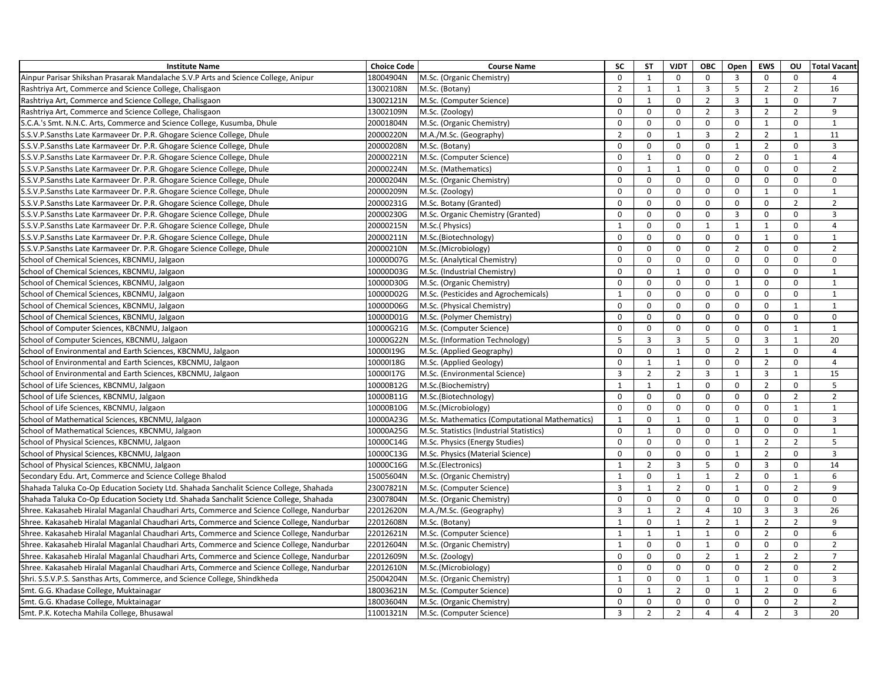| Institute Name | Choice Code | Course Name | SC | ST | VJDT | OBC | Open | EWS | OU | Total Vacant |
|---|---|---|---|---|---|---|---|---|---|---|
| Ainpur Parisar Shikshan Prasarak Mandalache S.V.P Arts and Science College, Anipur | 18004904N | M.Sc. (Organic Chemistry) | 0 | 1 | 0 | 0 | 3 | 0 | 0 | 4 |
| Rashtriya Art, Commerce and Science College, Chalisgaon | 13002108N | M.Sc. (Botany) | 2 | 1 | 1 | 3 | 5 | 2 | 2 | 16 |
| Rashtriya Art, Commerce and Science College, Chalisgaon | 13002121N | M.Sc. (Computer Science) | 0 | 1 | 0 | 2 | 3 | 1 | 0 | 7 |
| Rashtriya Art, Commerce and Science College, Chalisgaon | 13002109N | M.Sc. (Zoology) | 0 | 0 | 0 | 2 | 3 | 2 | 2 | 9 |
| S.C.A.'s Smt. N.N.C. Arts, Commerce and Science College, Kusumba, Dhule | 20001804N | M.Sc. (Organic Chemistry) | 0 | 0 | 0 | 0 | 0 | 1 | 0 | 1 |
| S.S.V.P.Sansths Late Karmaveer Dr. P.R. Ghogare Science College, Dhule | 20000220N | M.A./M.Sc. (Geography) | 2 | 0 | 1 | 3 | 2 | 2 | 1 | 11 |
| S.S.V.P.Sansths Late Karmaveer Dr. P.R. Ghogare Science College, Dhule | 20000208N | M.Sc. (Botany) | 0 | 0 | 0 | 0 | 1 | 2 | 0 | 3 |
| S.S.V.P.Sansths Late Karmaveer Dr. P.R. Ghogare Science College, Dhule | 20000221N | M.Sc. (Computer Science) | 0 | 1 | 0 | 0 | 2 | 0 | 1 | 4 |
| S.S.V.P.Sansths Late Karmaveer Dr. P.R. Ghogare Science College, Dhule | 20000224N | M.Sc. (Mathematics) | 0 | 1 | 1 | 0 | 0 | 0 | 0 | 2 |
| S.S.V.P.Sansths Late Karmaveer Dr. P.R. Ghogare Science College, Dhule | 20000204N | M.Sc. (Organic Chemistry) | 0 | 0 | 0 | 0 | 0 | 0 | 0 | 0 |
| S.S.V.P.Sansths Late Karmaveer Dr. P.R. Ghogare Science College, Dhule | 20000209N | M.Sc. (Zoology) | 0 | 0 | 0 | 0 | 0 | 1 | 0 | 1 |
| S.S.V.P.Sansths Late Karmaveer Dr. P.R. Ghogare Science College, Dhule | 20000231G | M.Sc. Botany (Granted) | 0 | 0 | 0 | 0 | 0 | 0 | 2 | 2 |
| S.S.V.P.Sansths Late Karmaveer Dr. P.R. Ghogare Science College, Dhule | 20000230G | M.Sc. Organic Chemistry (Granted) | 0 | 0 | 0 | 0 | 3 | 0 | 0 | 3 |
| S.S.V.P.Sansths Late Karmaveer Dr. P.R. Ghogare Science College, Dhule | 20000215N | M.Sc.( Physics) | 1 | 0 | 0 | 1 | 1 | 1 | 0 | 4 |
| S.S.V.P.Sansths Late Karmaveer Dr. P.R. Ghogare Science College, Dhule | 20000211N | M.Sc.(Biotechnology) | 0 | 0 | 0 | 0 | 0 | 1 | 0 | 1 |
| S.S.V.P.Sansths Late Karmaveer Dr. P.R. Ghogare Science College, Dhule | 20000210N | M.Sc.(Microbiology) | 0 | 0 | 0 | 0 | 2 | 0 | 0 | 2 |
| School of Chemical Sciences, KBCNMU, Jalgaon | 10000D07G | M.Sc. (Analytical Chemistry) | 0 | 0 | 0 | 0 | 0 | 0 | 0 | 0 |
| School of Chemical Sciences, KBCNMU, Jalgaon | 10000D03G | M.Sc. (Industrial Chemistry) | 0 | 0 | 1 | 0 | 0 | 0 | 0 | 1 |
| School of Chemical Sciences, KBCNMU, Jalgaon | 10000D30G | M.Sc. (Organic Chemistry) | 0 | 0 | 0 | 0 | 1 | 0 | 0 | 1 |
| School of Chemical Sciences, KBCNMU, Jalgaon | 10000D02G | M.Sc. (Pesticides and Agrochemicals) | 1 | 0 | 0 | 0 | 0 | 0 | 0 | 1 |
| School of Chemical Sciences, KBCNMU, Jalgaon | 10000D06G | M.Sc. (Physical Chemistry) | 0 | 0 | 0 | 0 | 0 | 0 | 1 | 1 |
| School of Chemical Sciences, KBCNMU, Jalgaon | 10000D01G | M.Sc. (Polymer Chemistry) | 0 | 0 | 0 | 0 | 0 | 0 | 0 | 0 |
| School of Computer Sciences, KBCNMU, Jalgaon | 10000G21G | M.Sc. (Computer Science) | 0 | 0 | 0 | 0 | 0 | 0 | 1 | 1 |
| School of Computer Sciences, KBCNMU, Jalgaon | 10000G22N | M.Sc. (Information Technology) | 5 | 3 | 3 | 5 | 0 | 3 | 1 | 20 |
| School of Environmental and Earth Sciences, KBCNMU, Jalgaon | 10000I19G | M.Sc. (Applied Geography) | 0 | 0 | 1 | 0 | 2 | 1 | 0 | 4 |
| School of Environmental and Earth Sciences, KBCNMU, Jalgaon | 10000I18G | M.Sc. (Applied Geology) | 0 | 1 | 1 | 0 | 0 | 2 | 0 | 4 |
| School of Environmental and Earth Sciences, KBCNMU, Jalgaon | 10000I17G | M.Sc. (Environmental Science) | 3 | 2 | 2 | 3 | 1 | 3 | 1 | 15 |
| School of Life Sciences, KBCNMU, Jalgaon | 10000B12G | M.Sc.(Biochemistry) | 1 | 1 | 1 | 0 | 0 | 2 | 0 | 5 |
| School of Life Sciences, KBCNMU, Jalgaon | 10000B11G | M.Sc.(Biotechnology) | 0 | 0 | 0 | 0 | 0 | 0 | 2 | 2 |
| School of Life Sciences, KBCNMU, Jalgaon | 10000B10G | M.Sc.(Microbiology) | 0 | 0 | 0 | 0 | 0 | 0 | 1 | 1 |
| School of Mathematical Sciences, KBCNMU, Jalgaon | 10000A23G | M.Sc. Mathematics (Computational Mathematics) | 1 | 0 | 1 | 0 | 1 | 0 | 0 | 3 |
| School of Mathematical Sciences, KBCNMU, Jalgaon | 10000A25G | M.Sc. Statistics (Industrial Statistics) | 0 | 1 | 0 | 0 | 0 | 0 | 0 | 1 |
| School of Physical Sciences, KBCNMU, Jalgaon | 10000C14G | M.Sc. Physics (Energy Studies) | 0 | 0 | 0 | 0 | 1 | 2 | 2 | 5 |
| School of Physical Sciences, KBCNMU, Jalgaon | 10000C13G | M.Sc. Physics (Material Science) | 0 | 0 | 0 | 0 | 1 | 2 | 0 | 3 |
| School of Physical Sciences, KBCNMU, Jalgaon | 10000C16G | M.Sc.(Electronics) | 1 | 2 | 3 | 5 | 0 | 3 | 0 | 14 |
| Secondary Edu. Art, Commerce and Science College Bhalod | 15005604N | M.Sc. (Organic Chemistry) | 1 | 0 | 1 | 1 | 2 | 0 | 1 | 6 |
| Shahada Taluka Co-Op Education Society Ltd. Shahada Sanchalit Science College, Shahada | 23007821N | M.Sc. (Computer Science) | 3 | 1 | 2 | 0 | 1 | 0 | 2 | 9 |
| Shahada Taluka Co-Op Education Society Ltd. Shahada Sanchalit Science College, Shahada | 23007804N | M.Sc. (Organic Chemistry) | 0 | 0 | 0 | 0 | 0 | 0 | 0 | 0 |
| Shree. Kakasaheb Hiralal Maganlal Chaudhari Arts, Commerce and Science College, Nandurbar | 22012620N | M.A./M.Sc. (Geography) | 3 | 1 | 2 | 4 | 10 | 3 | 3 | 26 |
| Shree. Kakasaheb Hiralal Maganlal Chaudhari Arts, Commerce and Science College, Nandurbar | 22012608N | M.Sc. (Botany) | 1 | 0 | 1 | 2 | 1 | 2 | 2 | 9 |
| Shree. Kakasaheb Hiralal Maganlal Chaudhari Arts, Commerce and Science College, Nandurbar | 22012621N | M.Sc. (Computer Science) | 1 | 1 | 1 | 1 | 0 | 2 | 0 | 6 |
| Shree. Kakasaheb Hiralal Maganlal Chaudhari Arts, Commerce and Science College, Nandurbar | 22012604N | M.Sc. (Organic Chemistry) | 1 | 0 | 0 | 1 | 0 | 0 | 0 | 2 |
| Shree. Kakasaheb Hiralal Maganlal Chaudhari Arts, Commerce and Science College, Nandurbar | 22012609N | M.Sc. (Zoology) | 0 | 0 | 0 | 2 | 1 | 2 | 2 | 7 |
| Shree. Kakasaheb Hiralal Maganlal Chaudhari Arts, Commerce and Science College, Nandurbar | 22012610N | M.Sc.(Microbiology) | 0 | 0 | 0 | 0 | 0 | 2 | 0 | 2 |
| Shri. S.S.V.P.S. Sansthas Arts, Commerce, and Science College, Shindkheda | 25004204N | M.Sc. (Organic Chemistry) | 1 | 0 | 0 | 1 | 0 | 1 | 0 | 3 |
| Smt. G.G. Khadase College, Muktainagar | 18003621N | M.Sc. (Computer Science) | 0 | 1 | 2 | 0 | 1 | 2 | 0 | 6 |
| Smt. G.G. Khadase College, Muktainagar | 18003604N | M.Sc. (Organic Chemistry) | 0 | 0 | 0 | 0 | 0 | 0 | 2 | 2 |
| Smt. P.K. Kotecha Mahila College, Bhusawal | 11001321N | M.Sc. (Computer Science) | 3 | 2 | 2 | 4 | 4 | 2 | 3 | 20 |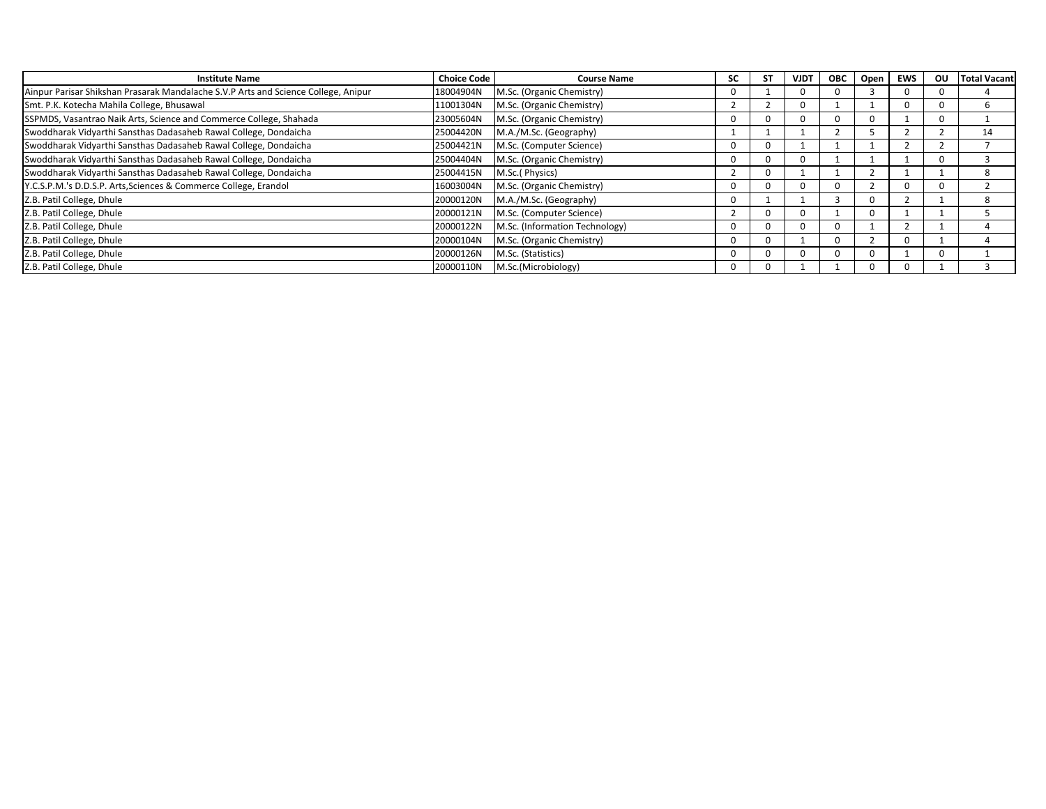| Institute Name | Choice Code | Course Name | SC | ST | VJDT | OBC | Open | EWS | OU | Total Vacant |
|---|---|---|---|---|---|---|---|---|---|---|
| Ainpur Parisar Shikshan Prasarak Mandalache S.V.P Arts and Science College, Anipur | 18004904N | M.Sc. (Organic Chemistry) | 0 | 1 | 0 | 0 | 3 | 0 | 0 | 4 |
| Smt. P.K. Kotecha Mahila College, Bhusawal | 11001304N | M.Sc. (Organic Chemistry) | 2 | 2 | 0 | 1 | 1 | 0 | 0 | 6 |
| SSPMDS, Vasantrao Naik Arts, Science and Commerce College, Shahada | 23005604N | M.Sc. (Organic Chemistry) | 0 | 0 | 0 | 0 | 0 | 1 | 0 | 1 |
| Swoddharak Vidyarthi Sansthas Dadasaheb Rawal College, Dondaicha | 25004420N | M.A./M.Sc. (Geography) | 1 | 1 | 1 | 2 | 5 | 2 | 2 | 14 |
| Swoddharak Vidyarthi Sansthas Dadasaheb Rawal College, Dondaicha | 25004421N | M.Sc. (Computer Science) | 0 | 0 | 1 | 1 | 1 | 2 | 2 | 7 |
| Swoddharak Vidyarthi Sansthas Dadasaheb Rawal College, Dondaicha | 25004404N | M.Sc. (Organic Chemistry) | 0 | 0 | 0 | 1 | 1 | 1 | 0 | 3 |
| Swoddharak Vidyarthi Sansthas Dadasaheb Rawal College, Dondaicha | 25004415N | M.Sc.( Physics) | 2 | 0 | 1 | 1 | 2 | 1 | 1 | 8 |
| Y.C.S.P.M.'s D.D.S.P. Arts,Sciences & Commerce College, Erandol | 16003004N | M.Sc. (Organic Chemistry) | 0 | 0 | 0 | 0 | 2 | 0 | 0 | 2 |
| Z.B. Patil College, Dhule | 20000120N | M.A./M.Sc. (Geography) | 0 | 1 | 1 | 3 | 0 | 2 | 1 | 8 |
| Z.B. Patil College, Dhule | 20000121N | M.Sc. (Computer Science) | 2 | 0 | 0 | 1 | 0 | 1 | 1 | 5 |
| Z.B. Patil College, Dhule | 20000122N | M.Sc. (Information Technology) | 0 | 0 | 0 | 0 | 1 | 2 | 1 | 4 |
| Z.B. Patil College, Dhule | 20000104N | M.Sc. (Organic Chemistry) | 0 | 0 | 1 | 0 | 2 | 0 | 1 | 4 |
| Z.B. Patil College, Dhule | 20000126N | M.Sc. (Statistics) | 0 | 0 | 0 | 0 | 0 | 1 | 0 | 1 |
| Z.B. Patil College, Dhule | 20000110N | M.Sc.(Microbiology) | 0 | 0 | 1 | 1 | 0 | 0 | 1 | 3 |